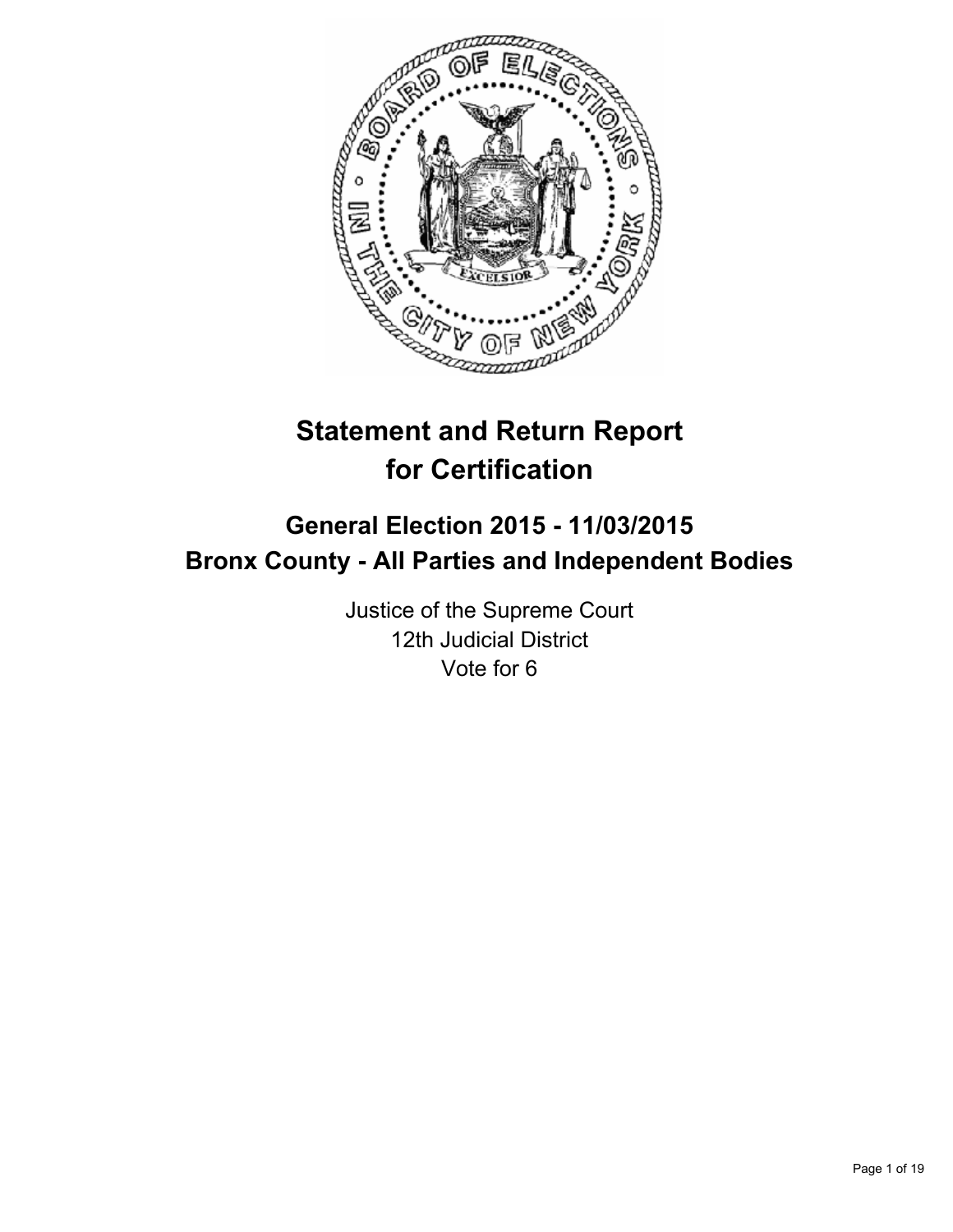# Statement and Return Report for Certification

## General Election 2015 - 11/03/2015
## Bronx County - All Parties and Independent Bodies

Justice of the Supreme Court
12th Judicial District
Vote for 6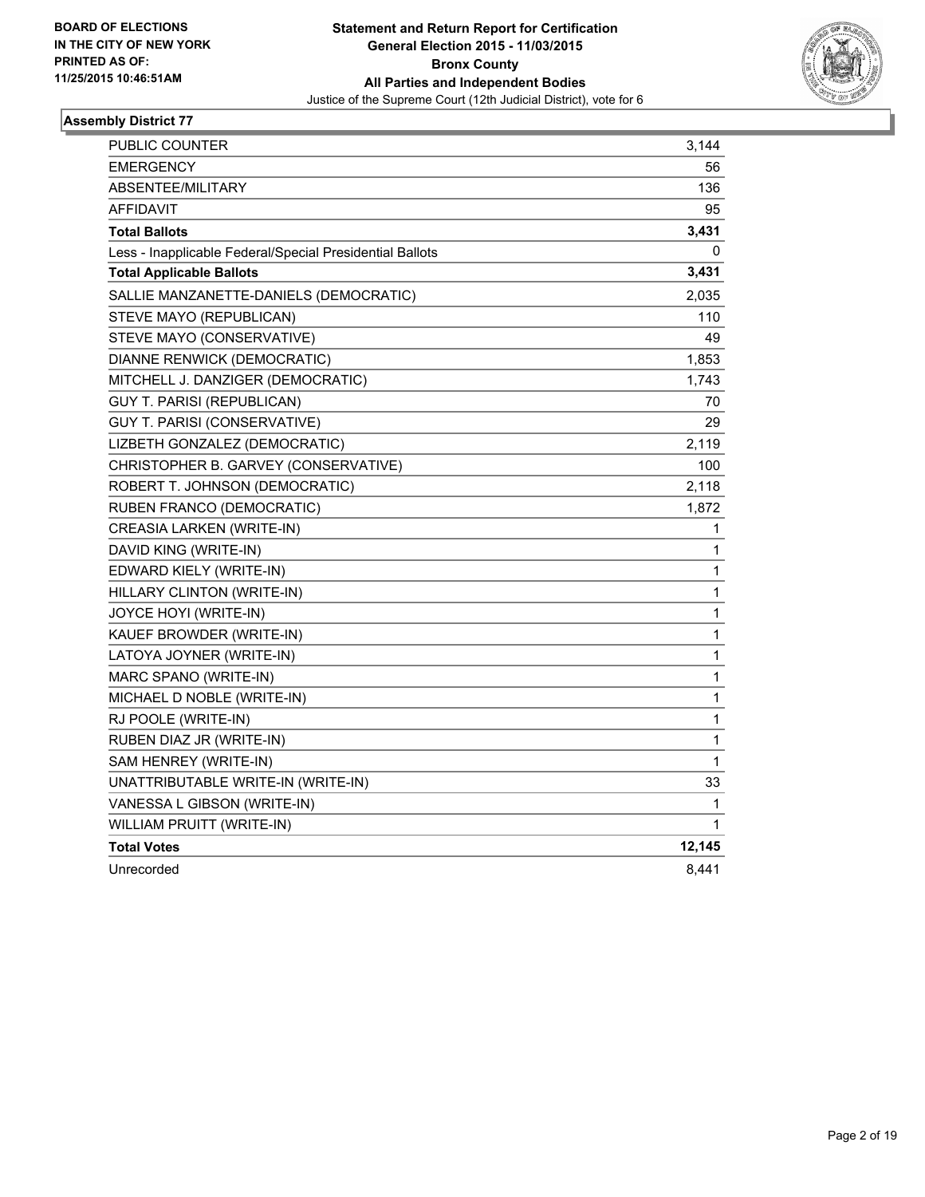BOARD OF ELECTIONS
IN THE CITY OF NEW YORK
PRINTED AS OF:
11/25/2015 10:46:51AM

**Statement and Return Report for Certification**
**General Election 2015 - 11/03/2015**
**Bronx County**
**All Parties and Independent Bodies**
Justice of the Supreme Court (12th Judicial District), vote for 6

### Assembly District 77

| | |
|---|---|
| PUBLIC COUNTER | 3,144 |
| EMERGENCY | 56 |
| ABSENTEE/MILITARY | 136 |
| AFFIDAVIT | 95 |
| **Total Ballots** | **3,431** |
| Less - Inapplicable Federal/Special Presidential Ballots | 0 |
| **Total Applicable Ballots** | **3,431** |
| SALLIE MANZANETTE-DANIELS (DEMOCRATIC) | 2,035 |
| STEVE MAYO (REPUBLICAN) | 110 |
| STEVE MAYO (CONSERVATIVE) | 49 |
| DIANNE RENWICK (DEMOCRATIC) | 1,853 |
| MITCHELL J. DANZIGER (DEMOCRATIC) | 1,743 |
| GUY T. PARISI (REPUBLICAN) | 70 |
| GUY T. PARISI (CONSERVATIVE) | 29 |
| LIZBETH GONZALEZ (DEMOCRATIC) | 2,119 |
| CHRISTOPHER B. GARVEY (CONSERVATIVE) | 100 |
| ROBERT T. JOHNSON (DEMOCRATIC) | 2,118 |
| RUBEN FRANCO (DEMOCRATIC) | 1,872 |
| CREASIA LARKEN (WRITE-IN) | 1 |
| DAVID KING (WRITE-IN) | 1 |
| EDWARD KIELY (WRITE-IN) | 1 |
| HILLARY CLINTON (WRITE-IN) | 1 |
| JOYCE HOYI (WRITE-IN) | 1 |
| KAUEF BROWDER (WRITE-IN) | 1 |
| LATOYA JOYNER (WRITE-IN) | 1 |
| MARC SPANO (WRITE-IN) | 1 |
| MICHAEL D NOBLE (WRITE-IN) | 1 |
| RJ POOLE (WRITE-IN) | 1 |
| RUBEN DIAZ JR (WRITE-IN) | 1 |
| SAM HENREY (WRITE-IN) | 1 |
| UNATTRIBUTABLE WRITE-IN (WRITE-IN) | 33 |
| VANESSA L GIBSON (WRITE-IN) | 1 |
| WILLIAM PRUITT (WRITE-IN) | 1 |
| **Total Votes** | **12,145** |
| Unrecorded | 8,441 |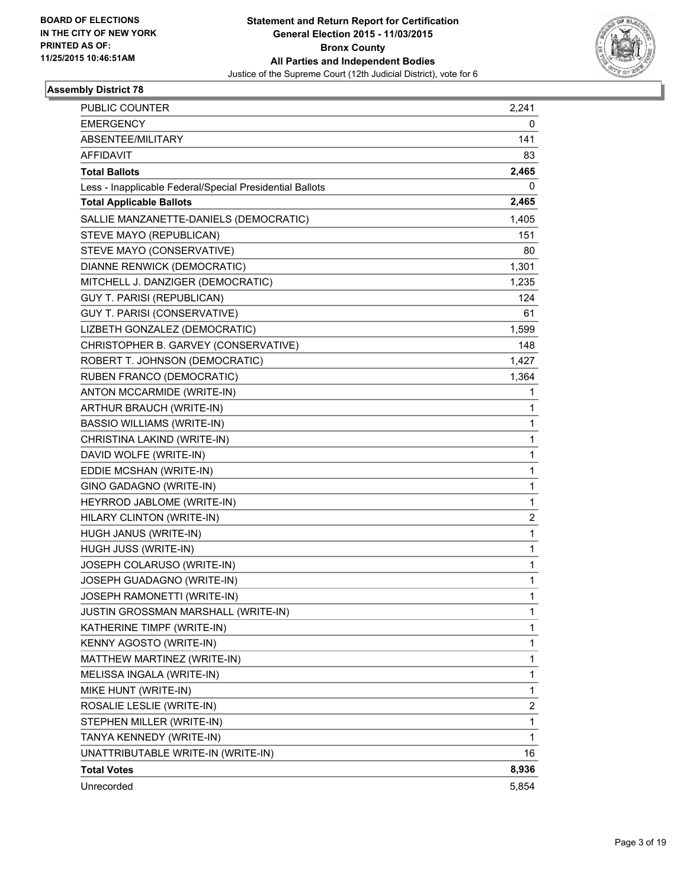BOARD OF ELECTIONS
IN THE CITY OF NEW YORK
PRINTED AS OF:
11/25/2015 10:46:51AM

**Statement and Return Report for Certification**
**General Election 2015 - 11/03/2015**
**Bronx County**
**All Parties and Independent Bodies**
Justice of the Supreme Court (12th Judicial District), vote for 6

### Assembly District 78

| | |
|---|---|
| PUBLIC COUNTER | 2,241 |
| EMERGENCY | 0 |
| ABSENTEE/MILITARY | 141 |
| AFFIDAVIT | 83 |
| **Total Ballots** | **2,465** |
| Less - Inapplicable Federal/Special Presidential Ballots | 0 |
| **Total Applicable Ballots** | **2,465** |
| SALLIE MANZANETTE-DANIELS (DEMOCRATIC) | 1,405 |
| STEVE MAYO (REPUBLICAN) | 151 |
| STEVE MAYO (CONSERVATIVE) | 80 |
| DIANNE RENWICK (DEMOCRATIC) | 1,301 |
| MITCHELL J. DANZIGER (DEMOCRATIC) | 1,235 |
| GUY T. PARISI (REPUBLICAN) | 124 |
| GUY T. PARISI (CONSERVATIVE) | 61 |
| LIZBETH GONZALEZ (DEMOCRATIC) | 1,599 |
| CHRISTOPHER B. GARVEY (CONSERVATIVE) | 148 |
| ROBERT T. JOHNSON (DEMOCRATIC) | 1,427 |
| RUBEN FRANCO (DEMOCRATIC) | 1,364 |
| ANTON MCCARMIDE (WRITE-IN) | 1 |
| ARTHUR BRAUCH (WRITE-IN) | 1 |
| BASSIO WILLIAMS (WRITE-IN) | 1 |
| CHRISTINA LAKIND (WRITE-IN) | 1 |
| DAVID WOLFE (WRITE-IN) | 1 |
| EDDIE MCSHAN (WRITE-IN) | 1 |
| GINO GADAGNO (WRITE-IN) | 1 |
| HEYRROD JABLOME (WRITE-IN) | 1 |
| HILARY CLINTON (WRITE-IN) | 2 |
| HUGH JANUS (WRITE-IN) | 1 |
| HUGH JUSS (WRITE-IN) | 1 |
| JOSEPH COLARUSO (WRITE-IN) | 1 |
| JOSEPH GUADAGNO (WRITE-IN) | 1 |
| JOSEPH RAMONETTI (WRITE-IN) | 1 |
| JUSTIN GROSSMAN MARSHALL (WRITE-IN) | 1 |
| KATHERINE TIMPF (WRITE-IN) | 1 |
| KENNY AGOSTO (WRITE-IN) | 1 |
| MATTHEW MARTINEZ (WRITE-IN) | 1 |
| MELISSA INGALA (WRITE-IN) | 1 |
| MIKE HUNT (WRITE-IN) | 1 |
| ROSALIE LESLIE (WRITE-IN) | 2 |
| STEPHEN MILLER (WRITE-IN) | 1 |
| TANYA KENNEDY (WRITE-IN) | 1 |
| UNATTRIBUTABLE WRITE-IN (WRITE-IN) | 16 |
| **Total Votes** | **8,936** |
| Unrecorded | 5,854 |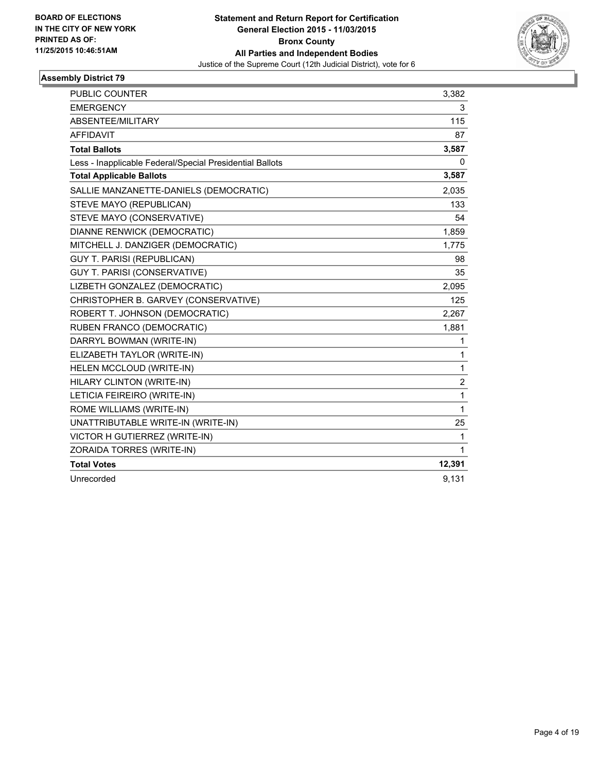**BOARD OF ELECTIONS IN THE CITY OF NEW YORK PRINTED AS OF: 11/25/2015 10:46:51AM**

**Statement and Return Report for Certification General Election 2015 - 11/03/2015 Bronx County All Parties and Independent Bodies**

Justice of the Supreme Court (12th Judicial District), vote for 6

## Assembly District 79

| | |
|---|---|
| PUBLIC COUNTER | 3,382 |
| EMERGENCY | 3 |
| ABSENTEE/MILITARY | 115 |
| AFFIDAVIT | 87 |
| **Total Ballots** | **3,587** |
| Less - Inapplicable Federal/Special Presidential Ballots | 0 |
| **Total Applicable Ballots** | **3,587** |
| SALLIE MANZANETTE-DANIELS (DEMOCRATIC) | 2,035 |
| STEVE MAYO (REPUBLICAN) | 133 |
| STEVE MAYO (CONSERVATIVE) | 54 |
| DIANNE RENWICK (DEMOCRATIC) | 1,859 |
| MITCHELL J. DANZIGER (DEMOCRATIC) | 1,775 |
| GUY T. PARISI (REPUBLICAN) | 98 |
| GUY T. PARISI (CONSERVATIVE) | 35 |
| LIZBETH GONZALEZ (DEMOCRATIC) | 2,095 |
| CHRISTOPHER B. GARVEY (CONSERVATIVE) | 125 |
| ROBERT T. JOHNSON (DEMOCRATIC) | 2,267 |
| RUBEN FRANCO (DEMOCRATIC) | 1,881 |
| DARRYL BOWMAN (WRITE-IN) | 1 |
| ELIZABETH TAYLOR (WRITE-IN) | 1 |
| HELEN MCCLOUD (WRITE-IN) | 1 |
| HILARY CLINTON (WRITE-IN) | 2 |
| LETICIA FEIREIRO (WRITE-IN) | 1 |
| ROME WILLIAMS (WRITE-IN) | 1 |
| UNATTRIBUTABLE WRITE-IN (WRITE-IN) | 25 |
| VICTOR H GUTIERREZ (WRITE-IN) | 1 |
| ZORAIDA TORRES (WRITE-IN) | 1 |
| **Total Votes** | **12,391** |
| Unrecorded | 9,131 |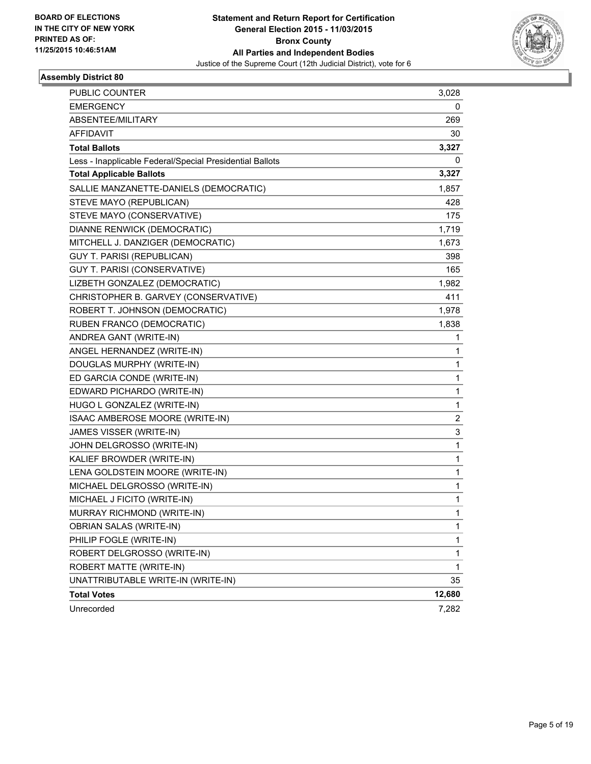BOARD OF ELECTIONS
IN THE CITY OF NEW YORK
PRINTED AS OF:
11/25/2015 10:46:51AM

**Statement and Return Report for Certification**
**General Election 2015 - 11/03/2015**
**Bronx County**
**All Parties and Independent Bodies**
Justice of the Supreme Court (12th Judicial District), vote for 6

### Assembly District 80

| | |
|---|---|
| PUBLIC COUNTER | 3,028 |
| EMERGENCY | 0 |
| ABSENTEE/MILITARY | 269 |
| AFFIDAVIT | 30 |
| **Total Ballots** | **3,327** |
| Less - Inapplicable Federal/Special Presidential Ballots | 0 |
| **Total Applicable Ballots** | **3,327** |
| SALLIE MANZANETTE-DANIELS (DEMOCRATIC) | 1,857 |
| STEVE MAYO (REPUBLICAN) | 428 |
| STEVE MAYO (CONSERVATIVE) | 175 |
| DIANNE RENWICK (DEMOCRATIC) | 1,719 |
| MITCHELL J. DANZIGER (DEMOCRATIC) | 1,673 |
| GUY T. PARISI (REPUBLICAN) | 398 |
| GUY T. PARISI (CONSERVATIVE) | 165 |
| LIZBETH GONZALEZ (DEMOCRATIC) | 1,982 |
| CHRISTOPHER B. GARVEY (CONSERVATIVE) | 411 |
| ROBERT T. JOHNSON (DEMOCRATIC) | 1,978 |
| RUBEN FRANCO (DEMOCRATIC) | 1,838 |
| ANDREA GANT (WRITE-IN) | 1 |
| ANGEL HERNANDEZ (WRITE-IN) | 1 |
| DOUGLAS MURPHY (WRITE-IN) | 1 |
| ED GARCIA CONDE (WRITE-IN) | 1 |
| EDWARD PICHARDO (WRITE-IN) | 1 |
| HUGO L GONZALEZ (WRITE-IN) | 1 |
| ISAAC AMBEROSE MOORE (WRITE-IN) | 2 |
| JAMES VISSER (WRITE-IN) | 3 |
| JOHN DELGROSSO (WRITE-IN) | 1 |
| KALIEF BROWDER (WRITE-IN) | 1 |
| LENA GOLDSTEIN MOORE (WRITE-IN) | 1 |
| MICHAEL DELGROSSO (WRITE-IN) | 1 |
| MICHAEL J FICITO (WRITE-IN) | 1 |
| MURRAY RICHMOND (WRITE-IN) | 1 |
| OBRIAN SALAS (WRITE-IN) | 1 |
| PHILIP FOGLE (WRITE-IN) | 1 |
| ROBERT DELGROSSO (WRITE-IN) | 1 |
| ROBERT MATTE (WRITE-IN) | 1 |
| UNATTRIBUTABLE WRITE-IN (WRITE-IN) | 35 |
| **Total Votes** | **12,680** |
| Unrecorded | 7,282 |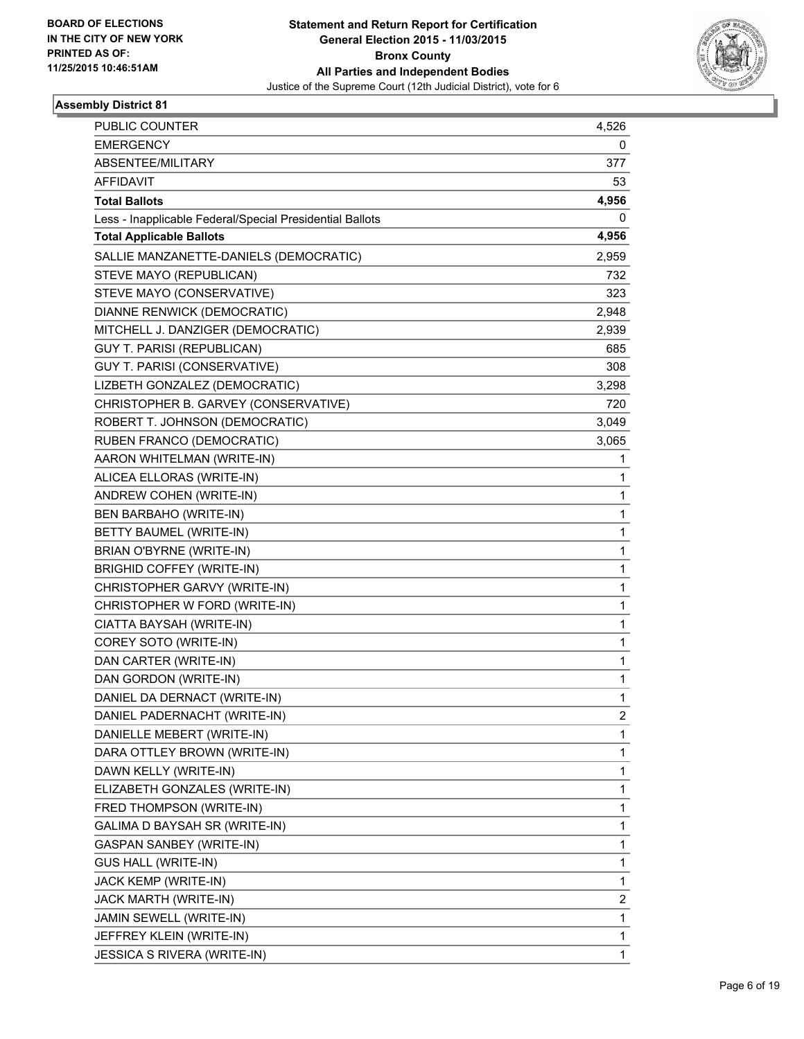**BOARD OF ELECTIONS IN THE CITY OF NEW YORK PRINTED AS OF: 11/25/2015 10:46:51AM**

**Statement and Return Report for Certification General Election 2015 - 11/03/2015 Bronx County All Parties and Independent Bodies**
Justice of the Supreme Court (12th Judicial District), vote for 6

## Assembly District 81

| | |
|---|---|
| PUBLIC COUNTER | 4,526 |
| EMERGENCY | 0 |
| ABSENTEE/MILITARY | 377 |
| AFFIDAVIT | 53 |
| **Total Ballots** | **4,956** |
| Less - Inapplicable Federal/Special Presidential Ballots | 0 |
| **Total Applicable Ballots** | **4,956** |
| SALLIE MANZANETTE-DANIELS (DEMOCRATIC) | 2,959 |
| STEVE MAYO (REPUBLICAN) | 732 |
| STEVE MAYO (CONSERVATIVE) | 323 |
| DIANNE RENWICK (DEMOCRATIC) | 2,948 |
| MITCHELL J. DANZIGER (DEMOCRATIC) | 2,939 |
| GUY T. PARISI (REPUBLICAN) | 685 |
| GUY T. PARISI (CONSERVATIVE) | 308 |
| LIZBETH GONZALEZ (DEMOCRATIC) | 3,298 |
| CHRISTOPHER B. GARVEY (CONSERVATIVE) | 720 |
| ROBERT T. JOHNSON (DEMOCRATIC) | 3,049 |
| RUBEN FRANCO (DEMOCRATIC) | 3,065 |
| AARON WHITELMAN (WRITE-IN) | 1 |
| ALICEA ELLORAS (WRITE-IN) | 1 |
| ANDREW COHEN (WRITE-IN) | 1 |
| BEN BARBAHO (WRITE-IN) | 1 |
| BETTY BAUMEL (WRITE-IN) | 1 |
| BRIAN O'BYRNE (WRITE-IN) | 1 |
| BRIGHID COFFEY (WRITE-IN) | 1 |
| CHRISTOPHER GARVY (WRITE-IN) | 1 |
| CHRISTOPHER W FORD (WRITE-IN) | 1 |
| CIATTA BAYSAH (WRITE-IN) | 1 |
| COREY SOTO (WRITE-IN) | 1 |
| DAN CARTER (WRITE-IN) | 1 |
| DAN GORDON (WRITE-IN) | 1 |
| DANIEL DA DERNACT (WRITE-IN) | 1 |
| DANIEL PADERNACHT (WRITE-IN) | 2 |
| DANIELLE MEBERT (WRITE-IN) | 1 |
| DARA OTTLEY BROWN (WRITE-IN) | 1 |
| DAWN KELLY (WRITE-IN) | 1 |
| ELIZABETH GONZALES (WRITE-IN) | 1 |
| FRED THOMPSON (WRITE-IN) | 1 |
| GALIMA D BAYSAH SR (WRITE-IN) | 1 |
| GASPAN SANBEY (WRITE-IN) | 1 |
| GUS HALL (WRITE-IN) | 1 |
| JACK KEMP (WRITE-IN) | 1 |
| JACK MARTH (WRITE-IN) | 2 |
| JAMIN SEWELL (WRITE-IN) | 1 |
| JEFFREY KLEIN (WRITE-IN) | 1 |
| JESSICA S RIVERA (WRITE-IN) | 1 |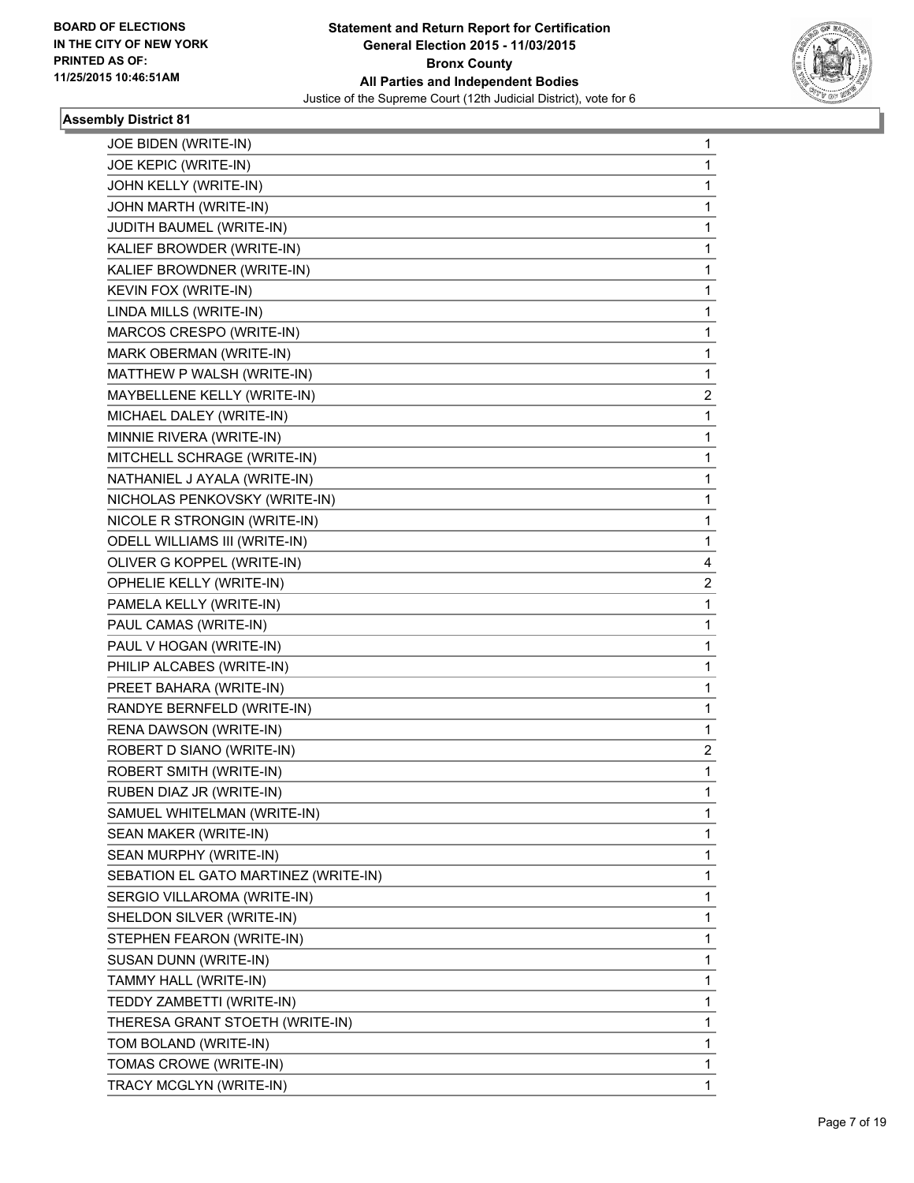BOARD OF ELECTIONS
IN THE CITY OF NEW YORK
PRINTED AS OF:
11/25/2015 10:46:51AM

**Statement and Return Report for Certification**
**General Election 2015 - 11/03/2015**
**Bronx County**
**All Parties and Independent Bodies**
Justice of the Supreme Court (12th Judicial District), vote for 6

### Assembly District 81

| | |
|---|---|
| JOE BIDEN (WRITE-IN) | 1 |
| JOE KEPIC (WRITE-IN) | 1 |
| JOHN KELLY (WRITE-IN) | 1 |
| JOHN MARTH (WRITE-IN) | 1 |
| JUDITH BAUMEL (WRITE-IN) | 1 |
| KALIEF BROWDER (WRITE-IN) | 1 |
| KALIEF BROWDNER (WRITE-IN) | 1 |
| KEVIN FOX (WRITE-IN) | 1 |
| LINDA MILLS (WRITE-IN) | 1 |
| MARCOS CRESPO (WRITE-IN) | 1 |
| MARK OBERMAN (WRITE-IN) | 1 |
| MATTHEW P WALSH (WRITE-IN) | 1 |
| MAYBELLENE KELLY (WRITE-IN) | 2 |
| MICHAEL DALEY (WRITE-IN) | 1 |
| MINNIE RIVERA (WRITE-IN) | 1 |
| MITCHELL SCHRAGE (WRITE-IN) | 1 |
| NATHANIEL J AYALA (WRITE-IN) | 1 |
| NICHOLAS PENKOVSKY (WRITE-IN) | 1 |
| NICOLE R STRONGIN (WRITE-IN) | 1 |
| ODELL WILLIAMS III (WRITE-IN) | 1 |
| OLIVER G KOPPEL (WRITE-IN) | 4 |
| OPHELIE KELLY (WRITE-IN) | 2 |
| PAMELA KELLY (WRITE-IN) | 1 |
| PAUL CAMAS (WRITE-IN) | 1 |
| PAUL V HOGAN (WRITE-IN) | 1 |
| PHILIP ALCABES (WRITE-IN) | 1 |
| PREET BAHARA (WRITE-IN) | 1 |
| RANDYE BERNFELD (WRITE-IN) | 1 |
| RENA DAWSON (WRITE-IN) | 1 |
| ROBERT D SIANO (WRITE-IN) | 2 |
| ROBERT SMITH (WRITE-IN) | 1 |
| RUBEN DIAZ JR (WRITE-IN) | 1 |
| SAMUEL WHITELMAN (WRITE-IN) | 1 |
| SEAN MAKER (WRITE-IN) | 1 |
| SEAN MURPHY (WRITE-IN) | 1 |
| SEBATION EL GATO MARTINEZ (WRITE-IN) | 1 |
| SERGIO VILLAROMA (WRITE-IN) | 1 |
| SHELDON SILVER (WRITE-IN) | 1 |
| STEPHEN FEARON (WRITE-IN) | 1 |
| SUSAN DUNN (WRITE-IN) | 1 |
| TAMMY HALL (WRITE-IN) | 1 |
| TEDDY ZAMBETTI (WRITE-IN) | 1 |
| THERESA GRANT STOETH (WRITE-IN) | 1 |
| TOM BOLAND (WRITE-IN) | 1 |
| TOMAS CROWE (WRITE-IN) | 1 |
| TRACY MCGLYN (WRITE-IN) | 1 |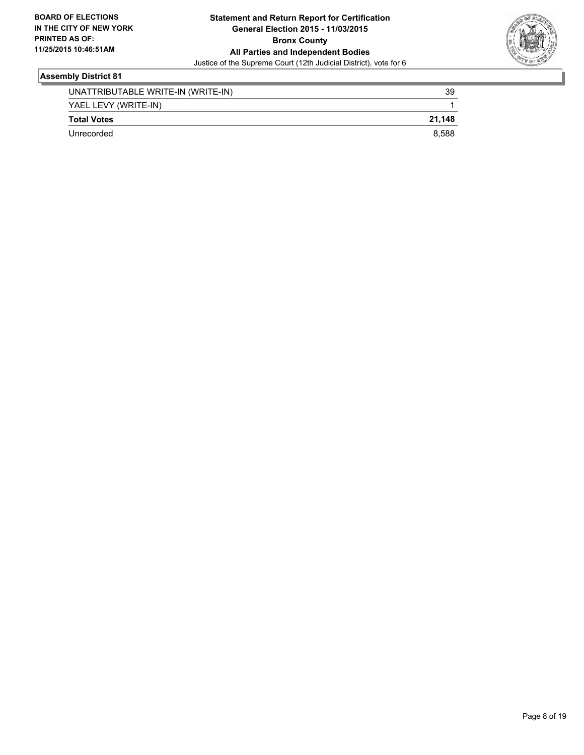**Statement and Return Report for Certification**
**General Election 2015 - 11/03/2015**
**Bronx County**
**All Parties and Independent Bodies**
Justice of the Supreme Court (12th Judicial District), vote for 6

### Assembly District 81

| | |
|---|---|
| UNATTRIBUTABLE WRITE-IN (WRITE-IN) | 39 |
| YAEL LEVY (WRITE-IN) | 1 |
| **Total Votes** | **21,148** |
| Unrecorded | 8,588 |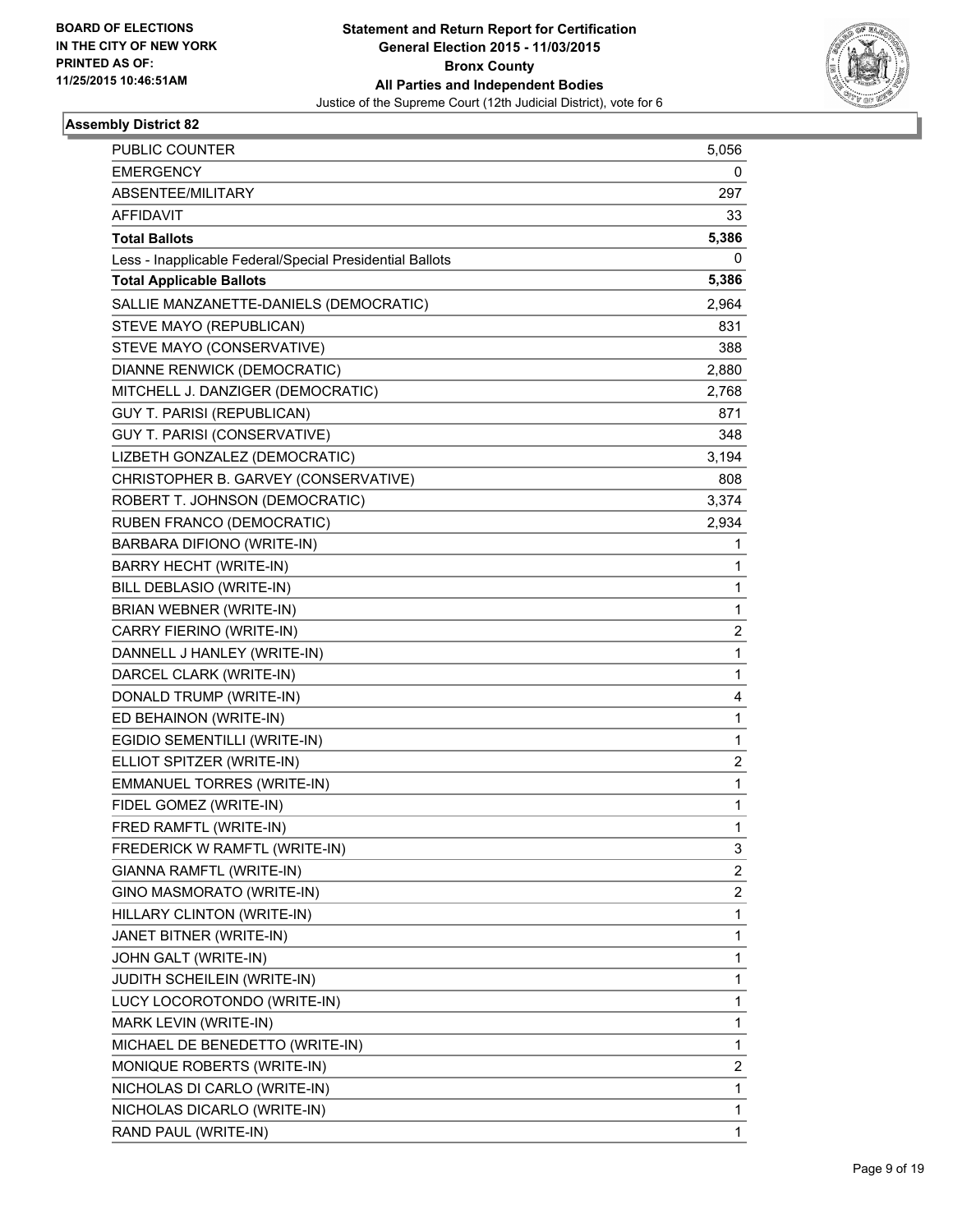BOARD OF ELECTIONS
IN THE CITY OF NEW YORK
PRINTED AS OF:
11/25/2015 10:46:51AM

**Statement and Return Report for Certification**
**General Election 2015 - 11/03/2015**
**Bronx County**
**All Parties and Independent Bodies**
Justice of the Supreme Court (12th Judicial District), vote for 6

### Assembly District 82

| | |
|---|---|
| PUBLIC COUNTER | 5,056 |
| EMERGENCY | 0 |
| ABSENTEE/MILITARY | 297 |
| AFFIDAVIT | 33 |
| **Total Ballots** | **5,386** |
| Less - Inapplicable Federal/Special Presidential Ballots | 0 |
| **Total Applicable Ballots** | **5,386** |
| SALLIE MANZANETTE-DANIELS (DEMOCRATIC) | 2,964 |
| STEVE MAYO (REPUBLICAN) | 831 |
| STEVE MAYO (CONSERVATIVE) | 388 |
| DIANNE RENWICK (DEMOCRATIC) | 2,880 |
| MITCHELL J. DANZIGER (DEMOCRATIC) | 2,768 |
| GUY T. PARISI (REPUBLICAN) | 871 |
| GUY T. PARISI (CONSERVATIVE) | 348 |
| LIZBETH GONZALEZ (DEMOCRATIC) | 3,194 |
| CHRISTOPHER B. GARVEY (CONSERVATIVE) | 808 |
| ROBERT T. JOHNSON (DEMOCRATIC) | 3,374 |
| RUBEN FRANCO (DEMOCRATIC) | 2,934 |
| BARBARA DIFIONO (WRITE-IN) | 1 |
| BARRY HECHT (WRITE-IN) | 1 |
| BILL DEBLASIO (WRITE-IN) | 1 |
| BRIAN WEBNER (WRITE-IN) | 1 |
| CARRY FIERINO (WRITE-IN) | 2 |
| DANNELL J HANLEY (WRITE-IN) | 1 |
| DARCEL CLARK (WRITE-IN) | 1 |
| DONALD TRUMP (WRITE-IN) | 4 |
| ED BEHAINON (WRITE-IN) | 1 |
| EGIDIO SEMENTILLI (WRITE-IN) | 1 |
| ELLIOT SPITZER (WRITE-IN) | 2 |
| EMMANUEL TORRES (WRITE-IN) | 1 |
| FIDEL GOMEZ (WRITE-IN) | 1 |
| FRED RAMFTL (WRITE-IN) | 1 |
| FREDERICK W RAMFTL (WRITE-IN) | 3 |
| GIANNA RAMFTL (WRITE-IN) | 2 |
| GINO MASMORATO (WRITE-IN) | 2 |
| HILLARY CLINTON (WRITE-IN) | 1 |
| JANET BITNER (WRITE-IN) | 1 |
| JOHN GALT (WRITE-IN) | 1 |
| JUDITH SCHEILEIN (WRITE-IN) | 1 |
| LUCY LOCOROTONDO (WRITE-IN) | 1 |
| MARK LEVIN (WRITE-IN) | 1 |
| MICHAEL DE BENEDETTO (WRITE-IN) | 1 |
| MONIQUE ROBERTS (WRITE-IN) | 2 |
| NICHOLAS DI CARLO (WRITE-IN) | 1 |
| NICHOLAS DICARLO (WRITE-IN) | 1 |
| RAND PAUL (WRITE-IN) | 1 |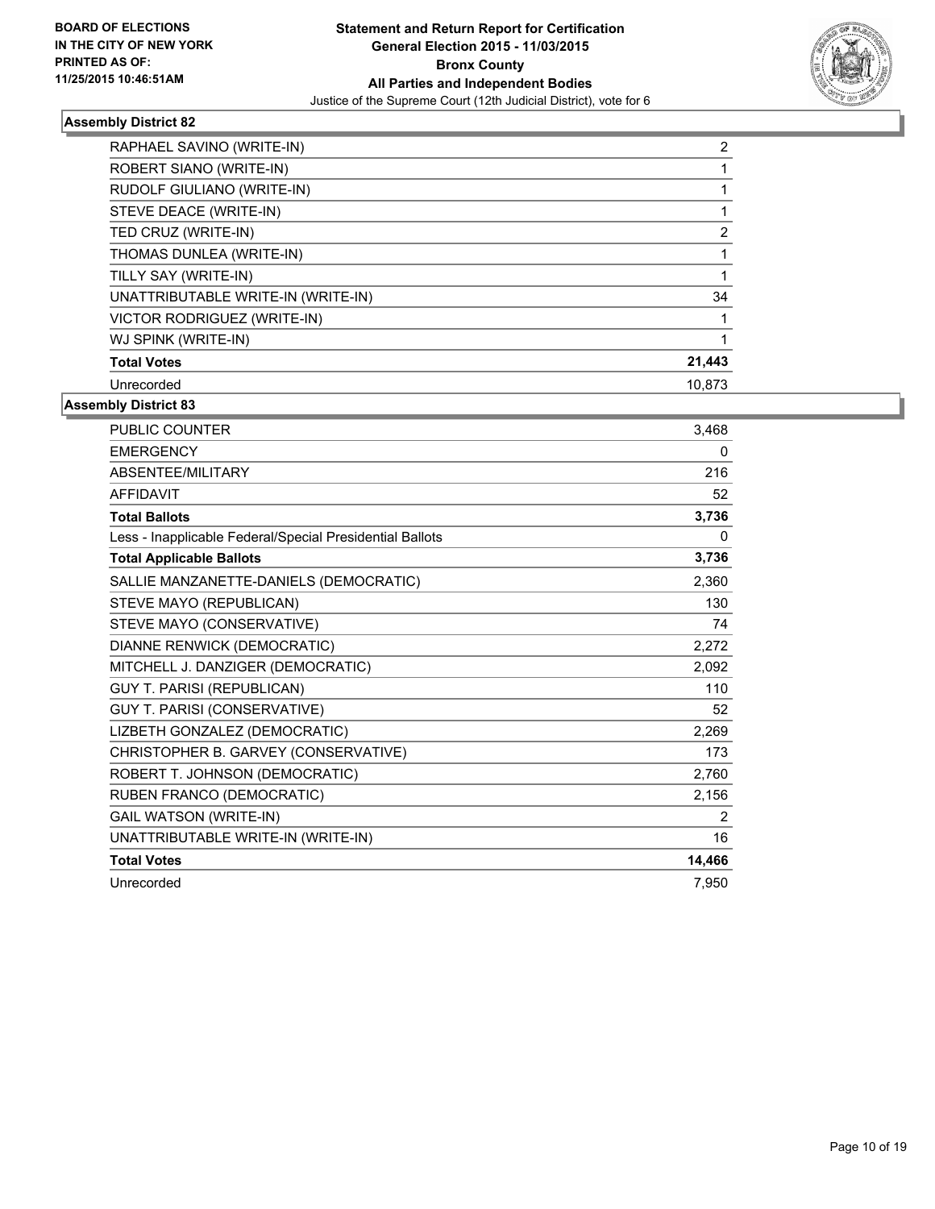## Assembly District 82

| | |
|---|---|
| RAPHAEL SAVINO (WRITE-IN) | 2 |
| ROBERT SIANO (WRITE-IN) | 1 |
| RUDOLF GIULIANO (WRITE-IN) | 1 |
| STEVE DEACE (WRITE-IN) | 1 |
| TED CRUZ (WRITE-IN) | 2 |
| THOMAS DUNLEA (WRITE-IN) | 1 |
| TILLY SAY (WRITE-IN) | 1 |
| UNATTRIBUTABLE WRITE-IN (WRITE-IN) | 34 |
| VICTOR RODRIGUEZ (WRITE-IN) | 1 |
| WJ SPINK (WRITE-IN) | 1 |
| **Total Votes** | **21,443** |
| Unrecorded | 10,873 |

## Assembly District 83

| | |
|---|---|
| PUBLIC COUNTER | 3,468 |
| EMERGENCY | 0 |
| ABSENTEE/MILITARY | 216 |
| AFFIDAVIT | 52 |
| **Total Ballots** | **3,736** |
| Less - Inapplicable Federal/Special Presidential Ballots | 0 |
| **Total Applicable Ballots** | **3,736** |
| SALLIE MANZANETTE-DANIELS (DEMOCRATIC) | 2,360 |
| STEVE MAYO (REPUBLICAN) | 130 |
| STEVE MAYO (CONSERVATIVE) | 74 |
| DIANNE RENWICK (DEMOCRATIC) | 2,272 |
| MITCHELL J. DANZIGER (DEMOCRATIC) | 2,092 |
| GUY T. PARISI (REPUBLICAN) | 110 |
| GUY T. PARISI (CONSERVATIVE) | 52 |
| LIZBETH GONZALEZ (DEMOCRATIC) | 2,269 |
| CHRISTOPHER B. GARVEY (CONSERVATIVE) | 173 |
| ROBERT T. JOHNSON (DEMOCRATIC) | 2,760 |
| RUBEN FRANCO (DEMOCRATIC) | 2,156 |
| GAIL WATSON (WRITE-IN) | 2 |
| UNATTRIBUTABLE WRITE-IN (WRITE-IN) | 16 |
| **Total Votes** | **14,466** |
| Unrecorded | 7,950 |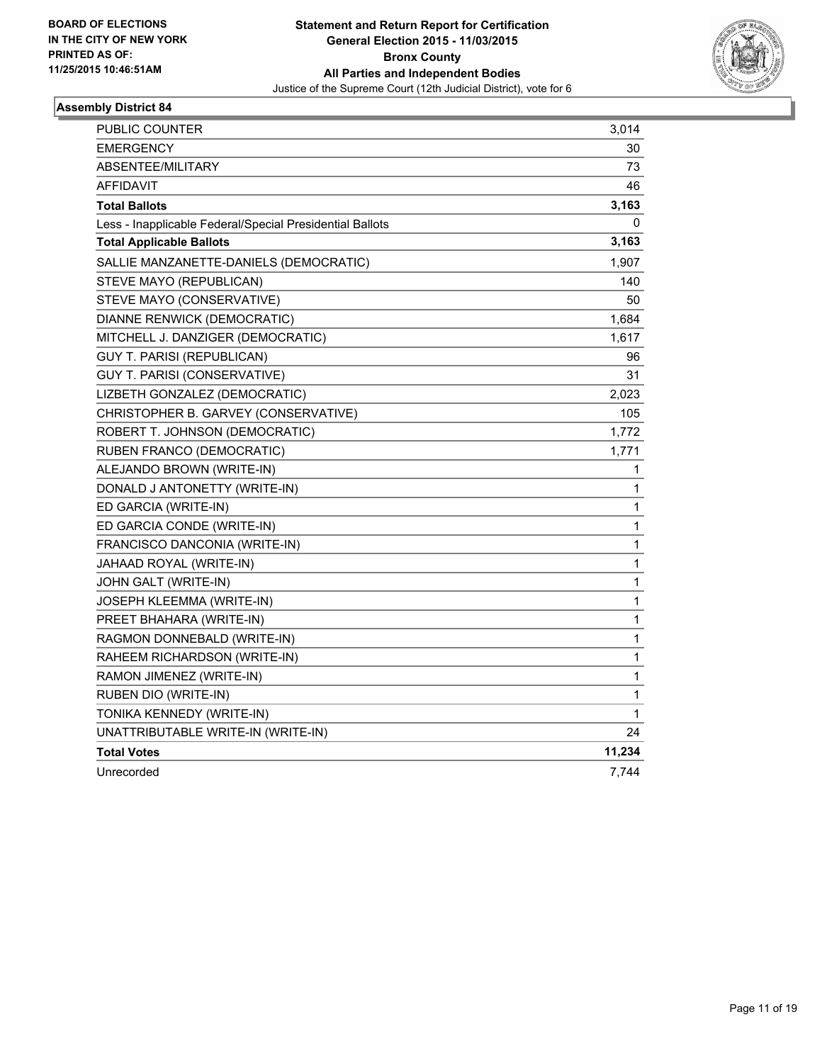BOARD OF ELECTIONS
IN THE CITY OF NEW YORK
PRINTED AS OF:
11/25/2015 10:46:51AM

**Statement and Return Report for Certification**
**General Election 2015 - 11/03/2015**
**Bronx County**
**All Parties and Independent Bodies**
Justice of the Supreme Court (12th Judicial District), vote for 6

### Assembly District 84

| | |
|---|---|
| PUBLIC COUNTER | 3,014 |
| EMERGENCY | 30 |
| ABSENTEE/MILITARY | 73 |
| AFFIDAVIT | 46 |
| **Total Ballots** | **3,163** |
| Less - Inapplicable Federal/Special Presidential Ballots | 0 |
| **Total Applicable Ballots** | **3,163** |
| SALLIE MANZANETTE-DANIELS (DEMOCRATIC) | 1,907 |
| STEVE MAYO (REPUBLICAN) | 140 |
| STEVE MAYO (CONSERVATIVE) | 50 |
| DIANNE RENWICK (DEMOCRATIC) | 1,684 |
| MITCHELL J. DANZIGER (DEMOCRATIC) | 1,617 |
| GUY T. PARISI (REPUBLICAN) | 96 |
| GUY T. PARISI (CONSERVATIVE) | 31 |
| LIZBETH GONZALEZ (DEMOCRATIC) | 2,023 |
| CHRISTOPHER B. GARVEY (CONSERVATIVE) | 105 |
| ROBERT T. JOHNSON (DEMOCRATIC) | 1,772 |
| RUBEN FRANCO (DEMOCRATIC) | 1,771 |
| ALEJANDO BROWN (WRITE-IN) | 1 |
| DONALD J ANTONETTY (WRITE-IN) | 1 |
| ED GARCIA (WRITE-IN) | 1 |
| ED GARCIA CONDE (WRITE-IN) | 1 |
| FRANCISCO DANCONIA (WRITE-IN) | 1 |
| JAHAAD ROYAL (WRITE-IN) | 1 |
| JOHN GALT (WRITE-IN) | 1 |
| JOSEPH KLEEMMA (WRITE-IN) | 1 |
| PREET BHAHARA (WRITE-IN) | 1 |
| RAGMON DONNEBALD (WRITE-IN) | 1 |
| RAHEEM RICHARDSON (WRITE-IN) | 1 |
| RAMON JIMENEZ (WRITE-IN) | 1 |
| RUBEN DIO (WRITE-IN) | 1 |
| TONIKA KENNEDY (WRITE-IN) | 1 |
| UNATTRIBUTABLE WRITE-IN (WRITE-IN) | 24 |
| **Total Votes** | **11,234** |
| Unrecorded | 7,744 |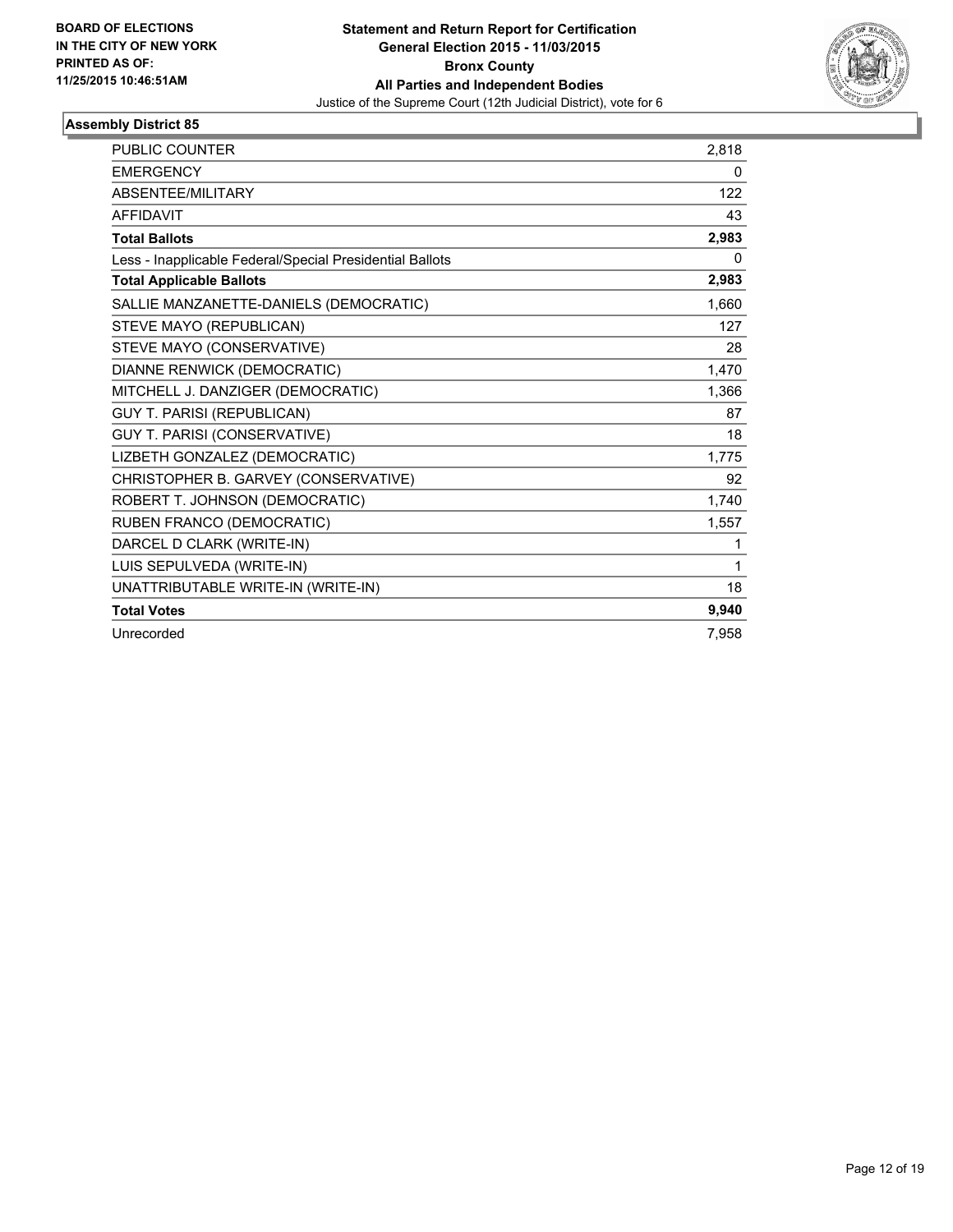**BOARD OF ELECTIONS IN THE CITY OF NEW YORK PRINTED AS OF: 11/25/2015 10:46:51AM**

**Statement and Return Report for Certification**
**General Election 2015 - 11/03/2015**
**Bronx County**
**All Parties and Independent Bodies**
Justice of the Supreme Court (12th Judicial District), vote for 6

## Assembly District 85

| | |
|---|---|
| PUBLIC COUNTER | 2,818 |
| EMERGENCY | 0 |
| ABSENTEE/MILITARY | 122 |
| AFFIDAVIT | 43 |
| **Total Ballots** | **2,983** |
| Less - Inapplicable Federal/Special Presidential Ballots | 0 |
| **Total Applicable Ballots** | **2,983** |
| SALLIE MANZANETTE-DANIELS (DEMOCRATIC) | 1,660 |
| STEVE MAYO (REPUBLICAN) | 127 |
| STEVE MAYO (CONSERVATIVE) | 28 |
| DIANNE RENWICK (DEMOCRATIC) | 1,470 |
| MITCHELL J. DANZIGER (DEMOCRATIC) | 1,366 |
| GUY T. PARISI (REPUBLICAN) | 87 |
| GUY T. PARISI (CONSERVATIVE) | 18 |
| LIZBETH GONZALEZ (DEMOCRATIC) | 1,775 |
| CHRISTOPHER B. GARVEY (CONSERVATIVE) | 92 |
| ROBERT T. JOHNSON (DEMOCRATIC) | 1,740 |
| RUBEN FRANCO (DEMOCRATIC) | 1,557 |
| DARCEL D CLARK (WRITE-IN) | 1 |
| LUIS SEPULVEDA (WRITE-IN) | 1 |
| UNATTRIBUTABLE WRITE-IN (WRITE-IN) | 18 |
| **Total Votes** | **9,940** |
| Unrecorded | 7,958 |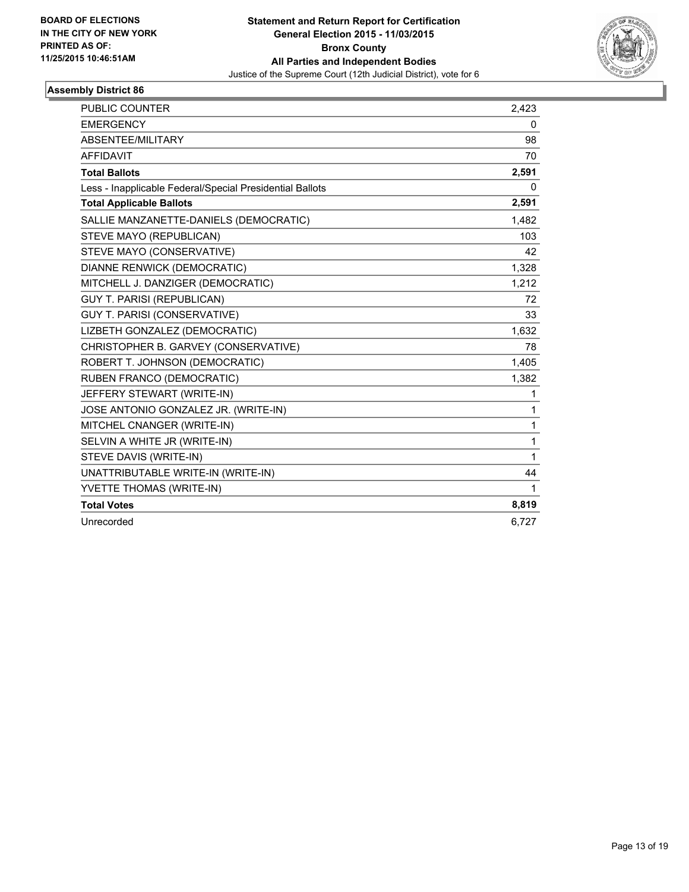**BOARD OF ELECTIONS IN THE CITY OF NEW YORK PRINTED AS OF: 11/25/2015 10:46:51AM**

**Statement and Return Report for Certification**
**General Election 2015 - 11/03/2015**
**Bronx County**
**All Parties and Independent Bodies**
Justice of the Supreme Court (12th Judicial District), vote for 6

### Assembly District 86

| | |
|---|---|
| PUBLIC COUNTER | 2,423 |
| EMERGENCY | 0 |
| ABSENTEE/MILITARY | 98 |
| AFFIDAVIT | 70 |
| **Total Ballots** | **2,591** |
| Less - Inapplicable Federal/Special Presidential Ballots | 0 |
| **Total Applicable Ballots** | **2,591** |
| SALLIE MANZANETTE-DANIELS (DEMOCRATIC) | 1,482 |
| STEVE MAYO (REPUBLICAN) | 103 |
| STEVE MAYO (CONSERVATIVE) | 42 |
| DIANNE RENWICK (DEMOCRATIC) | 1,328 |
| MITCHELL J. DANZIGER (DEMOCRATIC) | 1,212 |
| GUY T. PARISI (REPUBLICAN) | 72 |
| GUY T. PARISI (CONSERVATIVE) | 33 |
| LIZBETH GONZALEZ (DEMOCRATIC) | 1,632 |
| CHRISTOPHER B. GARVEY (CONSERVATIVE) | 78 |
| ROBERT T. JOHNSON (DEMOCRATIC) | 1,405 |
| RUBEN FRANCO (DEMOCRATIC) | 1,382 |
| JEFFERY STEWART (WRITE-IN) | 1 |
| JOSE ANTONIO GONZALEZ JR. (WRITE-IN) | 1 |
| MITCHEL CNANGER (WRITE-IN) | 1 |
| SELVIN A WHITE JR (WRITE-IN) | 1 |
| STEVE DAVIS (WRITE-IN) | 1 |
| UNATTRIBUTABLE WRITE-IN (WRITE-IN) | 44 |
| YVETTE THOMAS (WRITE-IN) | 1 |
| **Total Votes** | **8,819** |
| Unrecorded | 6,727 |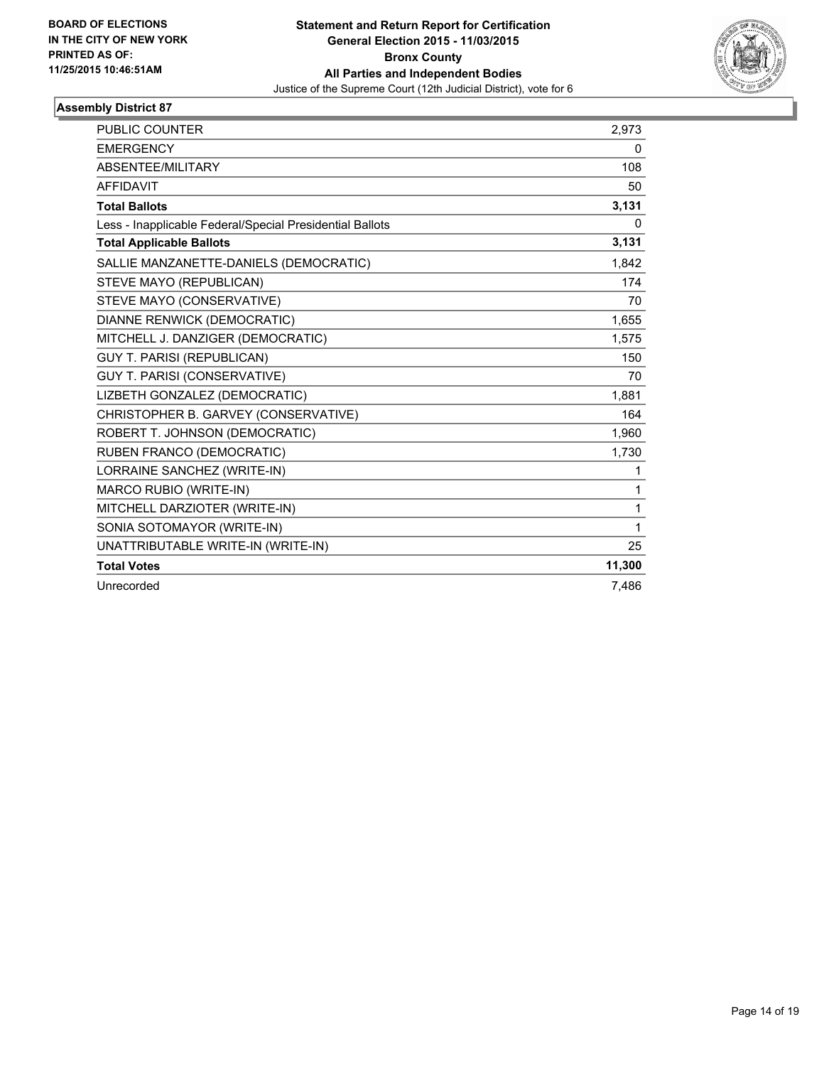**BOARD OF ELECTIONS IN THE CITY OF NEW YORK PRINTED AS OF: 11/25/2015 10:46:51AM**

**Statement and Return Report for Certification**
**General Election 2015 - 11/03/2015**
**Bronx County**
**All Parties and Independent Bodies**
Justice of the Supreme Court (12th Judicial District), vote for 6

### Assembly District 87

| | |
|---|---|
| PUBLIC COUNTER | 2,973 |
| EMERGENCY | 0 |
| ABSENTEE/MILITARY | 108 |
| AFFIDAVIT | 50 |
| **Total Ballots** | **3,131** |
| Less - Inapplicable Federal/Special Presidential Ballots | 0 |
| **Total Applicable Ballots** | **3,131** |
| SALLIE MANZANETTE-DANIELS (DEMOCRATIC) | 1,842 |
| STEVE MAYO (REPUBLICAN) | 174 |
| STEVE MAYO (CONSERVATIVE) | 70 |
| DIANNE RENWICK (DEMOCRATIC) | 1,655 |
| MITCHELL J. DANZIGER (DEMOCRATIC) | 1,575 |
| GUY T. PARISI (REPUBLICAN) | 150 |
| GUY T. PARISI (CONSERVATIVE) | 70 |
| LIZBETH GONZALEZ (DEMOCRATIC) | 1,881 |
| CHRISTOPHER B. GARVEY (CONSERVATIVE) | 164 |
| ROBERT T. JOHNSON (DEMOCRATIC) | 1,960 |
| RUBEN FRANCO (DEMOCRATIC) | 1,730 |
| LORRAINE SANCHEZ (WRITE-IN) | 1 |
| MARCO RUBIO (WRITE-IN) | 1 |
| MITCHELL DARZIOTER (WRITE-IN) | 1 |
| SONIA SOTOMAYOR (WRITE-IN) | 1 |
| UNATTRIBUTABLE WRITE-IN (WRITE-IN) | 25 |
| **Total Votes** | **11,300** |
| Unrecorded | 7,486 |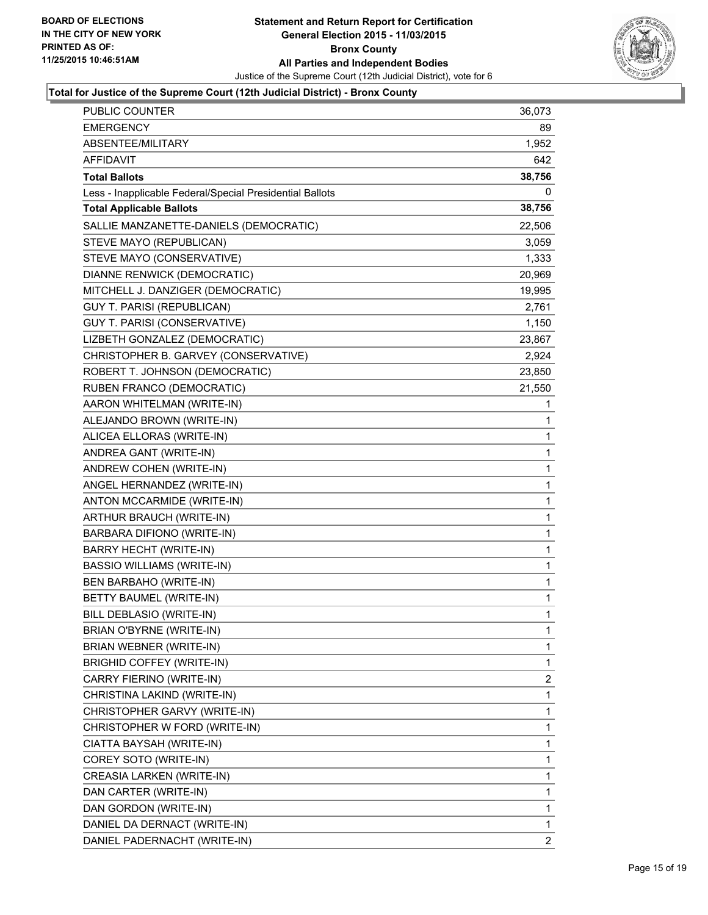**Statement and Return Report for Certification**
**General Election 2015 - 11/03/2015**
**Bronx County**
**All Parties and Independent Bodies**
Justice of the Supreme Court (12th Judicial District), vote for 6

BOARD OF ELECTIONS IN THE CITY OF NEW YORK
PRINTED AS OF: 11/25/2015 10:46:51AM

**Total for Justice of the Supreme Court (12th Judicial District) - Bronx County**

| | |
|---|---|
| PUBLIC COUNTER | 36,073 |
| EMERGENCY | 89 |
| ABSENTEE/MILITARY | 1,952 |
| AFFIDAVIT | 642 |
| **Total Ballots** | **38,756** |
| Less - Inapplicable Federal/Special Presidential Ballots | 0 |
| **Total Applicable Ballots** | **38,756** |
| SALLIE MANZANETTE-DANIELS (DEMOCRATIC) | 22,506 |
| STEVE MAYO (REPUBLICAN) | 3,059 |
| STEVE MAYO (CONSERVATIVE) | 1,333 |
| DIANNE RENWICK (DEMOCRATIC) | 20,969 |
| MITCHELL J. DANZIGER (DEMOCRATIC) | 19,995 |
| GUY T. PARISI (REPUBLICAN) | 2,761 |
| GUY T. PARISI (CONSERVATIVE) | 1,150 |
| LIZBETH GONZALEZ (DEMOCRATIC) | 23,867 |
| CHRISTOPHER B. GARVEY (CONSERVATIVE) | 2,924 |
| ROBERT T. JOHNSON (DEMOCRATIC) | 23,850 |
| RUBEN FRANCO (DEMOCRATIC) | 21,550 |
| AARON WHITELMAN (WRITE-IN) | 1 |
| ALEJANDO BROWN (WRITE-IN) | 1 |
| ALICEA ELLORAS (WRITE-IN) | 1 |
| ANDREA GANT (WRITE-IN) | 1 |
| ANDREW COHEN (WRITE-IN) | 1 |
| ANGEL HERNANDEZ (WRITE-IN) | 1 |
| ANTON MCCARMIDE (WRITE-IN) | 1 |
| ARTHUR BRAUCH (WRITE-IN) | 1 |
| BARBARA DIFIONO (WRITE-IN) | 1 |
| BARRY HECHT (WRITE-IN) | 1 |
| BASSIO WILLIAMS (WRITE-IN) | 1 |
| BEN BARBAHO (WRITE-IN) | 1 |
| BETTY BAUMEL (WRITE-IN) | 1 |
| BILL DEBLASIO (WRITE-IN) | 1 |
| BRIAN O'BYRNE (WRITE-IN) | 1 |
| BRIAN WEBNER (WRITE-IN) | 1 |
| BRIGHID COFFEY (WRITE-IN) | 1 |
| CARRY FIERINO (WRITE-IN) | 2 |
| CHRISTINA LAKIND (WRITE-IN) | 1 |
| CHRISTOPHER GARVY (WRITE-IN) | 1 |
| CHRISTOPHER W FORD (WRITE-IN) | 1 |
| CIATTA BAYSAH (WRITE-IN) | 1 |
| COREY SOTO (WRITE-IN) | 1 |
| CREASIA LARKEN (WRITE-IN) | 1 |
| DAN CARTER (WRITE-IN) | 1 |
| DAN GORDON (WRITE-IN) | 1 |
| DANIEL DA DERNACT (WRITE-IN) | 1 |
| DANIEL PADERNACHT (WRITE-IN) | 2 |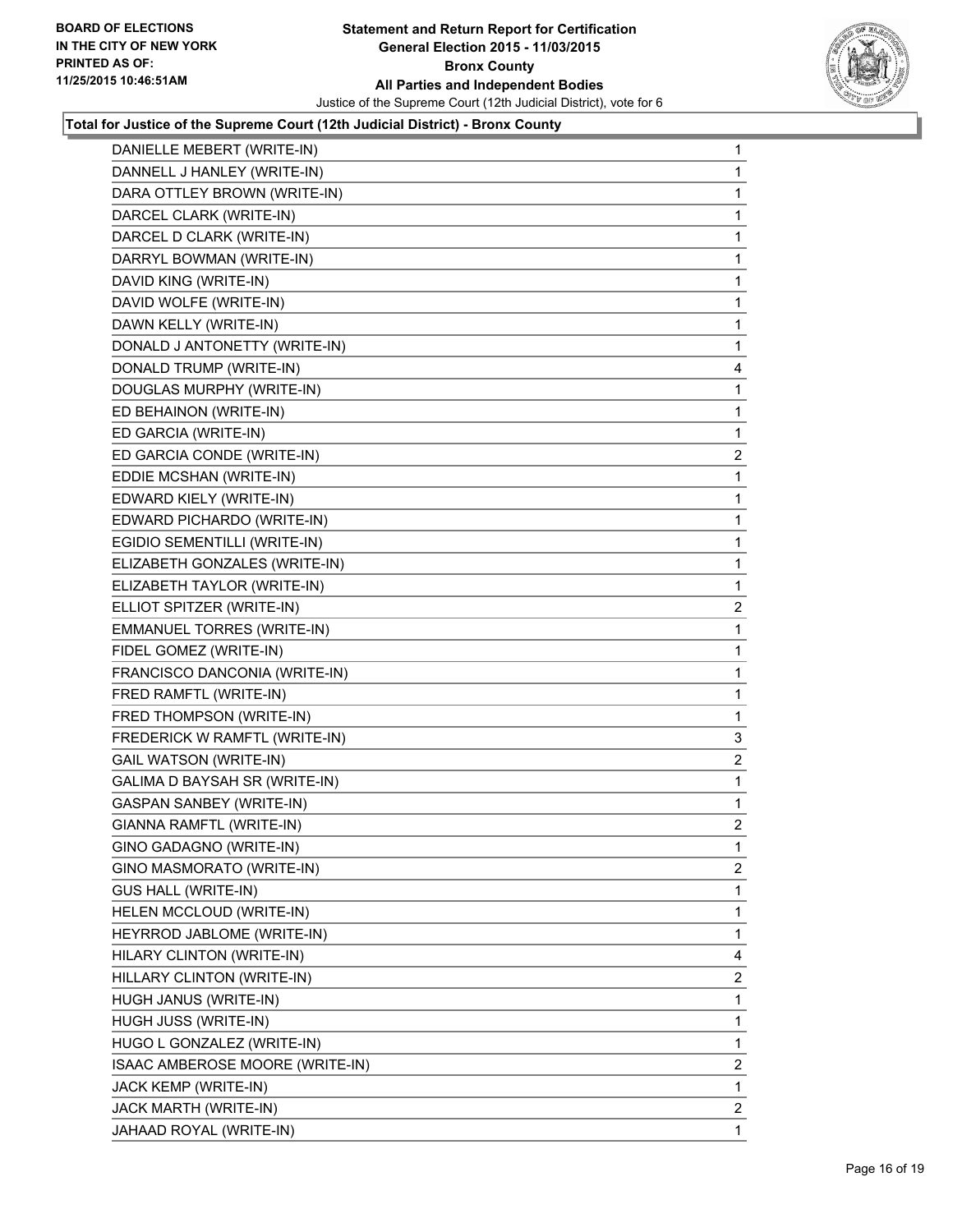## Total for Justice of the Supreme Court (12th Judicial District) - Bronx County

| Candidate | Votes |
|---|---|
| DANIELLE MEBERT (WRITE-IN) | 1 |
| DANNELL J HANLEY (WRITE-IN) | 1 |
| DARA OTTLEY BROWN (WRITE-IN) | 1 |
| DARCEL CLARK (WRITE-IN) | 1 |
| DARCEL D CLARK (WRITE-IN) | 1 |
| DARRYL BOWMAN (WRITE-IN) | 1 |
| DAVID KING (WRITE-IN) | 1 |
| DAVID WOLFE (WRITE-IN) | 1 |
| DAWN KELLY (WRITE-IN) | 1 |
| DONALD J ANTONETTY (WRITE-IN) | 1 |
| DONALD TRUMP (WRITE-IN) | 4 |
| DOUGLAS MURPHY (WRITE-IN) | 1 |
| ED BEHAINON (WRITE-IN) | 1 |
| ED GARCIA (WRITE-IN) | 1 |
| ED GARCIA CONDE (WRITE-IN) | 2 |
| EDDIE MCSHAN (WRITE-IN) | 1 |
| EDWARD KIELY (WRITE-IN) | 1 |
| EDWARD PICHARDO (WRITE-IN) | 1 |
| EGIDIO SEMENTILLI (WRITE-IN) | 1 |
| ELIZABETH GONZALES (WRITE-IN) | 1 |
| ELIZABETH TAYLOR (WRITE-IN) | 1 |
| ELLIOT SPITZER (WRITE-IN) | 2 |
| EMMANUEL TORRES (WRITE-IN) | 1 |
| FIDEL GOMEZ (WRITE-IN) | 1 |
| FRANCISCO DANCONIA (WRITE-IN) | 1 |
| FRED RAMFTL (WRITE-IN) | 1 |
| FRED THOMPSON (WRITE-IN) | 1 |
| FREDERICK W RAMFTL (WRITE-IN) | 3 |
| GAIL WATSON (WRITE-IN) | 2 |
| GALIMA D BAYSAH SR (WRITE-IN) | 1 |
| GASPAN SANBEY (WRITE-IN) | 1 |
| GIANNA RAMFTL (WRITE-IN) | 2 |
| GINO GADAGNO (WRITE-IN) | 1 |
| GINO MASMORATO (WRITE-IN) | 2 |
| GUS HALL (WRITE-IN) | 1 |
| HELEN MCCLOUD (WRITE-IN) | 1 |
| HEYRROD JABLOME (WRITE-IN) | 1 |
| HILARY CLINTON (WRITE-IN) | 4 |
| HILLARY CLINTON (WRITE-IN) | 2 |
| HUGH JANUS (WRITE-IN) | 1 |
| HUGH JUSS (WRITE-IN) | 1 |
| HUGO L GONZALEZ (WRITE-IN) | 1 |
| ISAAC AMBEROSE MOORE (WRITE-IN) | 2 |
| JACK KEMP (WRITE-IN) | 1 |
| JACK MARTH (WRITE-IN) | 2 |
| JAHAAD ROYAL (WRITE-IN) | 1 |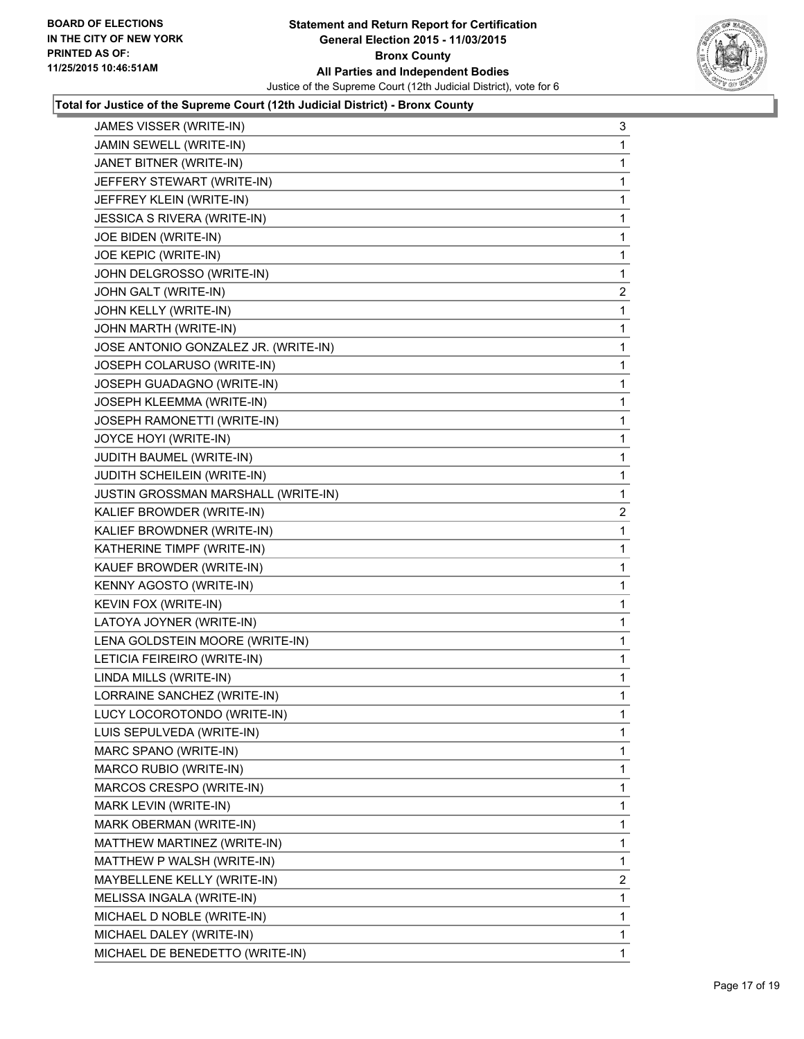**Total for Justice of the Supreme Court (12th Judicial District) - Bronx County**

| Candidate | Votes |
|---|---|
| JAMES VISSER (WRITE-IN) | 3 |
| JAMIN SEWELL (WRITE-IN) | 1 |
| JANET BITNER (WRITE-IN) | 1 |
| JEFFERY STEWART (WRITE-IN) | 1 |
| JEFFREY KLEIN (WRITE-IN) | 1 |
| JESSICA S RIVERA (WRITE-IN) | 1 |
| JOE BIDEN (WRITE-IN) | 1 |
| JOE KEPIC (WRITE-IN) | 1 |
| JOHN DELGROSSO (WRITE-IN) | 1 |
| JOHN GALT (WRITE-IN) | 2 |
| JOHN KELLY (WRITE-IN) | 1 |
| JOHN MARTH (WRITE-IN) | 1 |
| JOSE ANTONIO GONZALEZ JR. (WRITE-IN) | 1 |
| JOSEPH COLARUSO (WRITE-IN) | 1 |
| JOSEPH GUADAGNO (WRITE-IN) | 1 |
| JOSEPH KLEEMMA (WRITE-IN) | 1 |
| JOSEPH RAMONETTI (WRITE-IN) | 1 |
| JOYCE HOYI (WRITE-IN) | 1 |
| JUDITH BAUMEL (WRITE-IN) | 1 |
| JUDITH SCHEILEIN (WRITE-IN) | 1 |
| JUSTIN GROSSMAN MARSHALL (WRITE-IN) | 1 |
| KALIEF BROWDER (WRITE-IN) | 2 |
| KALIEF BROWDNER (WRITE-IN) | 1 |
| KATHERINE TIMPF (WRITE-IN) | 1 |
| KAUEF BROWDER (WRITE-IN) | 1 |
| KENNY AGOSTO (WRITE-IN) | 1 |
| KEVIN FOX (WRITE-IN) | 1 |
| LATOYA JOYNER (WRITE-IN) | 1 |
| LENA GOLDSTEIN MOORE (WRITE-IN) | 1 |
| LETICIA FEIREIRO (WRITE-IN) | 1 |
| LINDA MILLS (WRITE-IN) | 1 |
| LORRAINE SANCHEZ (WRITE-IN) | 1 |
| LUCY LOCOROTONDO (WRITE-IN) | 1 |
| LUIS SEPULVEDA (WRITE-IN) | 1 |
| MARC SPANO (WRITE-IN) | 1 |
| MARCO RUBIO (WRITE-IN) | 1 |
| MARCOS CRESPO (WRITE-IN) | 1 |
| MARK LEVIN (WRITE-IN) | 1 |
| MARK OBERMAN (WRITE-IN) | 1 |
| MATTHEW MARTINEZ (WRITE-IN) | 1 |
| MATTHEW P WALSH (WRITE-IN) | 1 |
| MAYBELLENE KELLY (WRITE-IN) | 2 |
| MELISSA INGALA (WRITE-IN) | 1 |
| MICHAEL D NOBLE (WRITE-IN) | 1 |
| MICHAEL DALEY (WRITE-IN) | 1 |
| MICHAEL DE BENEDETTO (WRITE-IN) | 1 |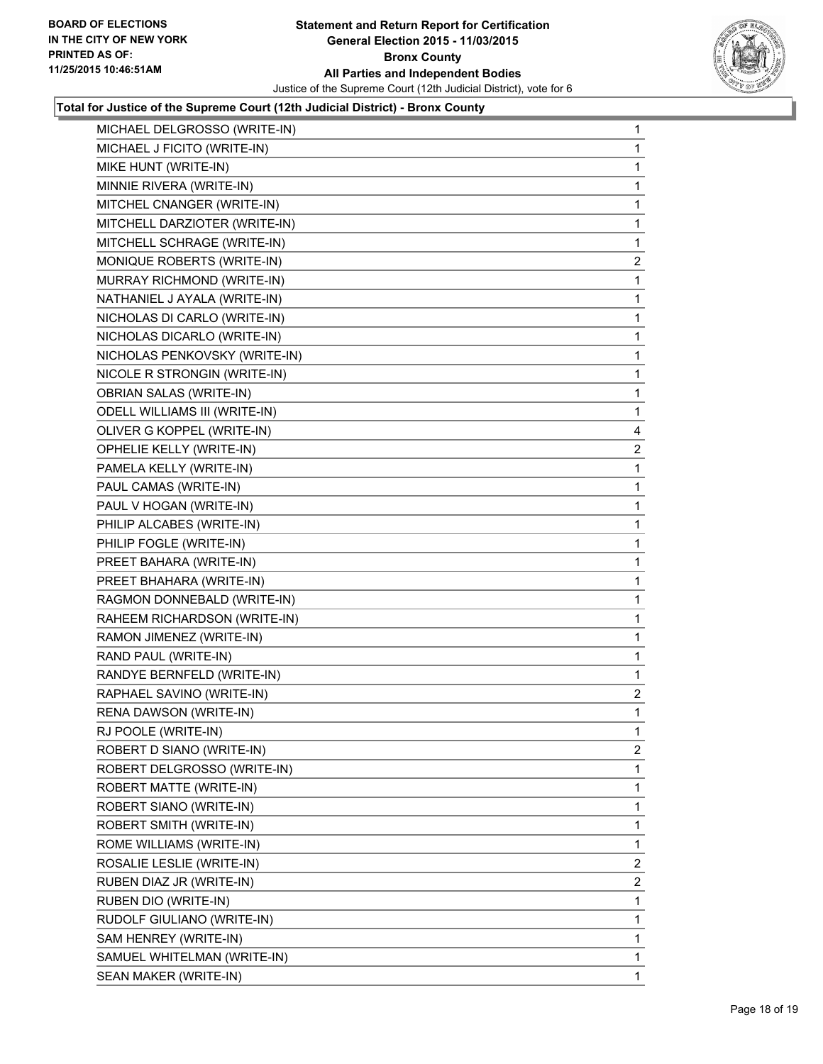### Total for Justice of the Supreme Court (12th Judicial District) - Bronx County

| | |
|---|---|
| MICHAEL DELGROSSO (WRITE-IN) | 1 |
| MICHAEL J FICITO (WRITE-IN) | 1 |
| MIKE HUNT (WRITE-IN) | 1 |
| MINNIE RIVERA (WRITE-IN) | 1 |
| MITCHEL CNANGER (WRITE-IN) | 1 |
| MITCHELL DARZIOTER (WRITE-IN) | 1 |
| MITCHELL SCHRAGE (WRITE-IN) | 1 |
| MONIQUE ROBERTS (WRITE-IN) | 2 |
| MURRAY RICHMOND (WRITE-IN) | 1 |
| NATHANIEL J AYALA (WRITE-IN) | 1 |
| NICHOLAS DI CARLO (WRITE-IN) | 1 |
| NICHOLAS DICARLO (WRITE-IN) | 1 |
| NICHOLAS PENKOVSKY (WRITE-IN) | 1 |
| NICOLE R STRONGIN (WRITE-IN) | 1 |
| OBRIAN SALAS (WRITE-IN) | 1 |
| ODELL WILLIAMS III (WRITE-IN) | 1 |
| OLIVER G KOPPEL (WRITE-IN) | 4 |
| OPHELIE KELLY (WRITE-IN) | 2 |
| PAMELA KELLY (WRITE-IN) | 1 |
| PAUL CAMAS (WRITE-IN) | 1 |
| PAUL V HOGAN (WRITE-IN) | 1 |
| PHILIP ALCABES (WRITE-IN) | 1 |
| PHILIP FOGLE (WRITE-IN) | 1 |
| PREET BAHARA (WRITE-IN) | 1 |
| PREET BHAHARA (WRITE-IN) | 1 |
| RAGMON DONNEBALD (WRITE-IN) | 1 |
| RAHEEM RICHARDSON (WRITE-IN) | 1 |
| RAMON JIMENEZ (WRITE-IN) | 1 |
| RAND PAUL (WRITE-IN) | 1 |
| RANDYE BERNFELD (WRITE-IN) | 1 |
| RAPHAEL SAVINO (WRITE-IN) | 2 |
| RENA DAWSON (WRITE-IN) | 1 |
| RJ POOLE (WRITE-IN) | 1 |
| ROBERT D SIANO (WRITE-IN) | 2 |
| ROBERT DELGROSSO (WRITE-IN) | 1 |
| ROBERT MATTE (WRITE-IN) | 1 |
| ROBERT SIANO (WRITE-IN) | 1 |
| ROBERT SMITH (WRITE-IN) | 1 |
| ROME WILLIAMS (WRITE-IN) | 1 |
| ROSALIE LESLIE (WRITE-IN) | 2 |
| RUBEN DIAZ JR (WRITE-IN) | 2 |
| RUBEN DIO (WRITE-IN) | 1 |
| RUDOLF GIULIANO (WRITE-IN) | 1 |
| SAM HENREY (WRITE-IN) | 1 |
| SAMUEL WHITELMAN (WRITE-IN) | 1 |
| SEAN MAKER (WRITE-IN) | 1 |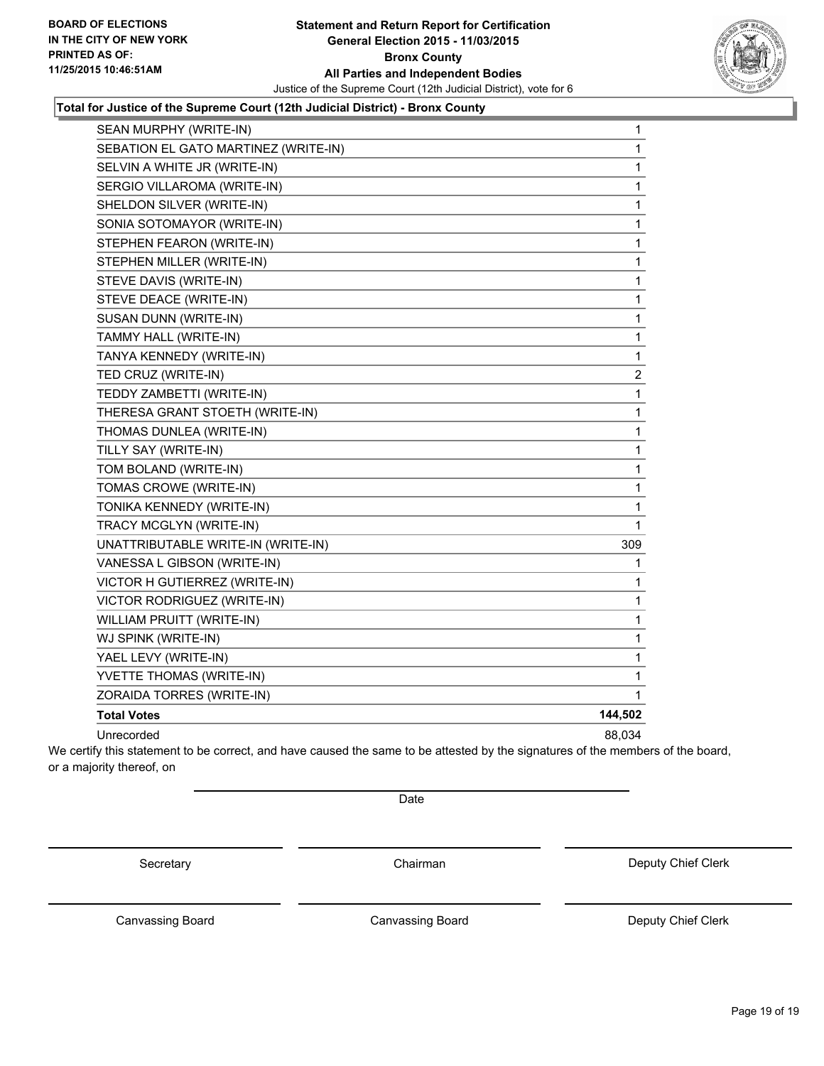**Statement and Return Report for Certification**
**General Election 2015 - 11/03/2015**
**Bronx County**
**All Parties and Independent Bodies**
Justice of the Supreme Court (12th Judicial District), vote for 6

BOARD OF ELECTIONS
IN THE CITY OF NEW YORK
PRINTED AS OF:
11/25/2015 10:46:51AM

**Total for Justice of the Supreme Court (12th Judicial District) - Bronx County**

| | |
|---|---|
| SEAN MURPHY (WRITE-IN) | 1 |
| SEBATION EL GATO MARTINEZ (WRITE-IN) | 1 |
| SELVIN A WHITE JR (WRITE-IN) | 1 |
| SERGIO VILLAROMA (WRITE-IN) | 1 |
| SHELDON SILVER (WRITE-IN) | 1 |
| SONIA SOTOMAYOR (WRITE-IN) | 1 |
| STEPHEN FEARON (WRITE-IN) | 1 |
| STEPHEN MILLER (WRITE-IN) | 1 |
| STEVE DAVIS (WRITE-IN) | 1 |
| STEVE DEACE (WRITE-IN) | 1 |
| SUSAN DUNN (WRITE-IN) | 1 |
| TAMMY HALL (WRITE-IN) | 1 |
| TANYA KENNEDY (WRITE-IN) | 1 |
| TED CRUZ (WRITE-IN) | 2 |
| TEDDY ZAMBETTI (WRITE-IN) | 1 |
| THERESA GRANT STOETH (WRITE-IN) | 1 |
| THOMAS DUNLEA (WRITE-IN) | 1 |
| TILLY SAY (WRITE-IN) | 1 |
| TOM BOLAND (WRITE-IN) | 1 |
| TOMAS CROWE (WRITE-IN) | 1 |
| TONIKA KENNEDY (WRITE-IN) | 1 |
| TRACY MCGLYN (WRITE-IN) | 1 |
| UNATTRIBUTABLE WRITE-IN (WRITE-IN) | 309 |
| VANESSA L GIBSON (WRITE-IN) | 1 |
| VICTOR H GUTIERREZ (WRITE-IN) | 1 |
| VICTOR RODRIGUEZ (WRITE-IN) | 1 |
| WILLIAM PRUITT (WRITE-IN) | 1 |
| WJ SPINK (WRITE-IN) | 1 |
| YAEL LEVY (WRITE-IN) | 1 |
| YVETTE THOMAS (WRITE-IN) | 1 |
| ZORAIDA TORRES (WRITE-IN) | 1 |
| **Total Votes** | **144,502** |
| Unrecorded | 88,034 |

We certify this statement to be correct, and have caused the same to be attested by the signatures of the members of the board, or a majority thereof, on

Date

Secretary | Chairman | Deputy Chief Clerk

Canvassing Board | Canvassing Board | Deputy Chief Clerk